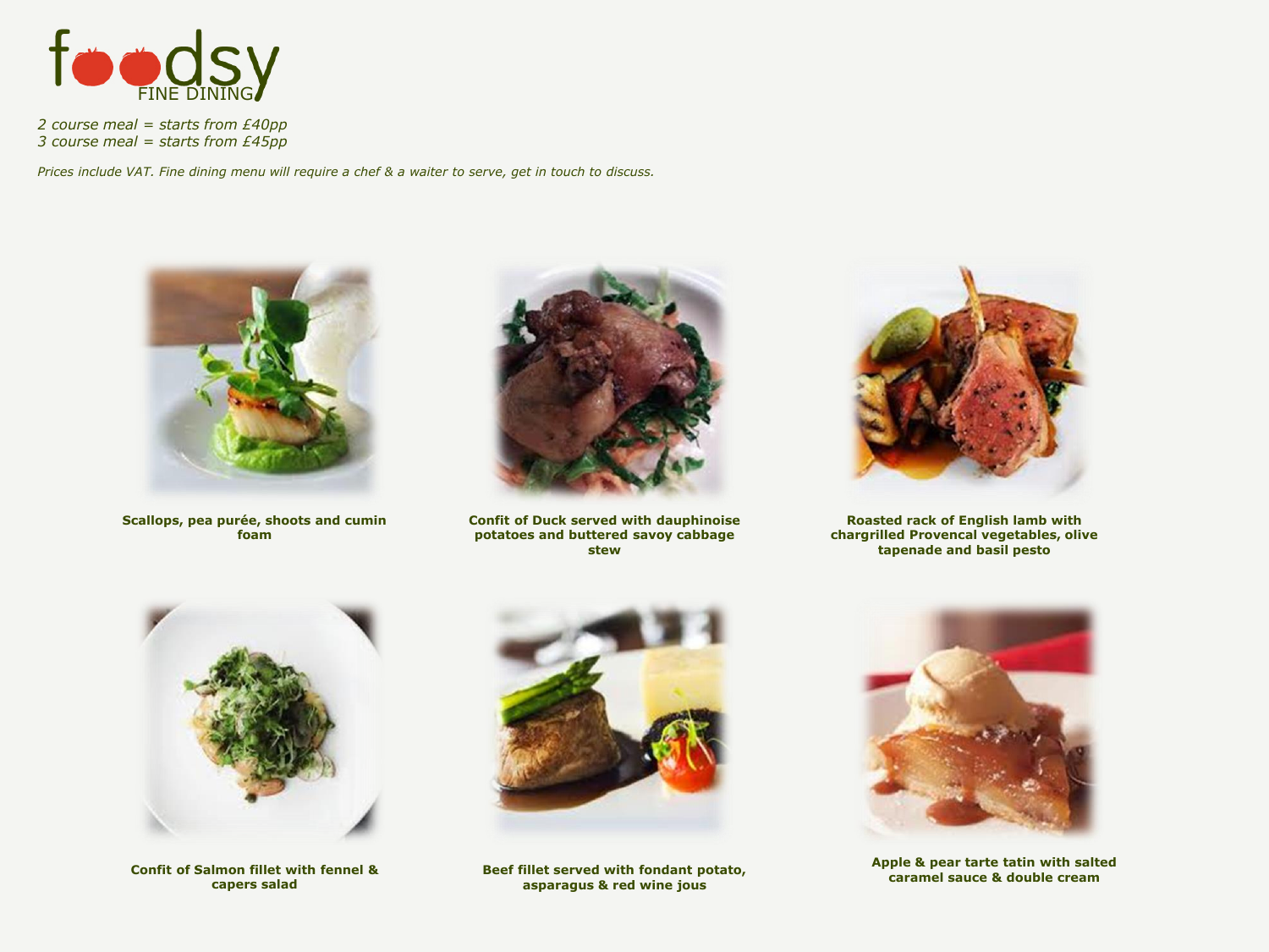# foodsy FINE DINING

*2 course meal = starts from £40pp*
*3 course meal = starts from £45pp*

*Prices include VAT. Fine dining menu will require a chef & a waiter to serve, get in touch to discuss.*

**Scallops, pea purée, shoots and cumin foam**

**Confit of Duck served with dauphinoise potatoes and buttered savoy cabbage stew**

**Roasted rack of English lamb with chargrilled Provencal vegetables, olive tapenade and basil pesto**

**Confit of Salmon fillet with fennel & capers salad**

**Beef fillet served with fondant potato, asparagus & red wine jous**

**Apple & pear tarte tatin with salted caramel sauce & double cream**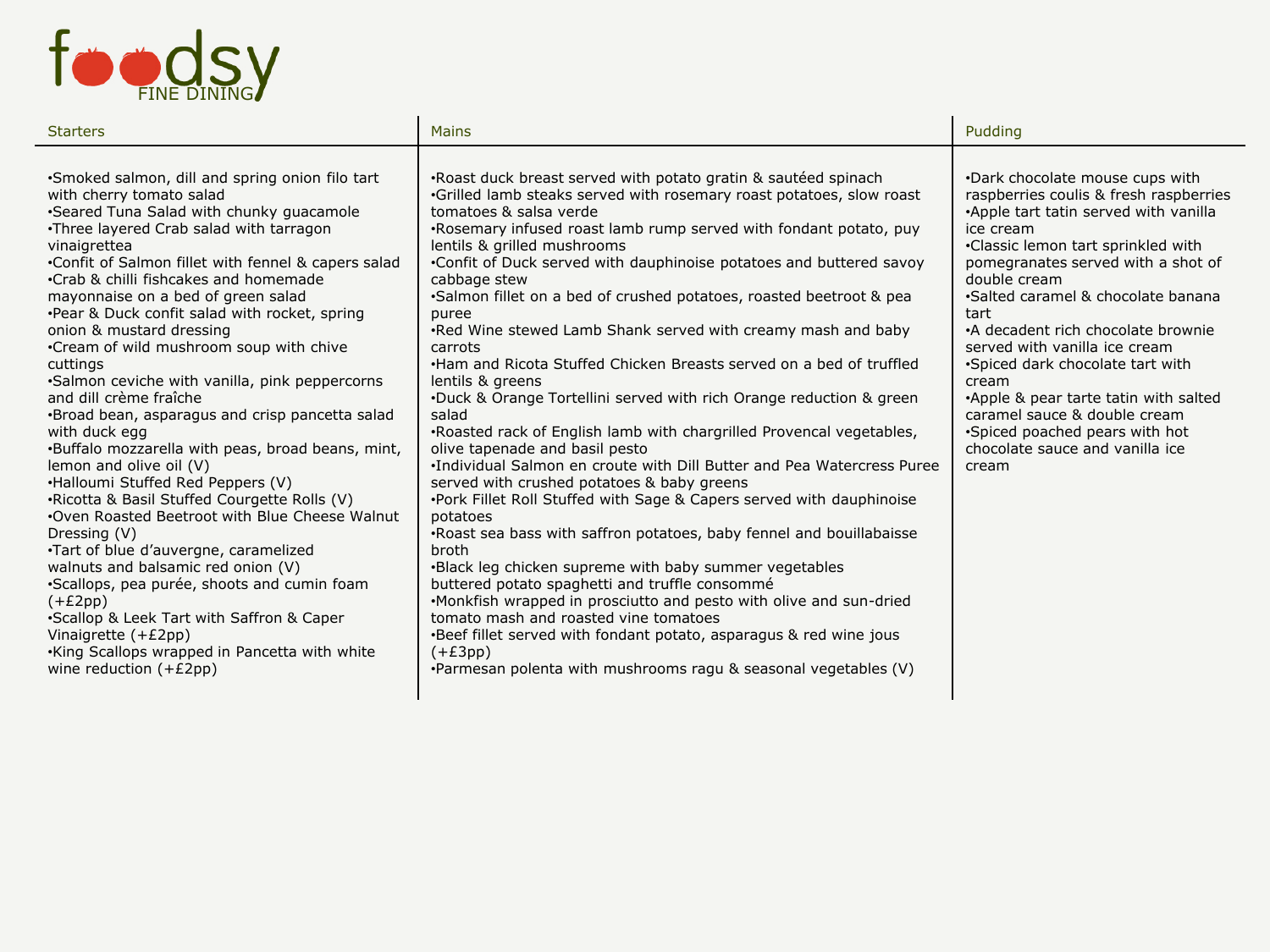# foodsy FINE DINING

## Starters

- Smoked salmon, dill and spring onion filo tart with cherry tomato salad
- Seared Tuna Salad with chunky guacamole
- Three layered Crab salad with tarragon vinaigrettea
- Confit of Salmon fillet with fennel & capers salad
- Crab & chilli fishcakes and homemade mayonnaise on a bed of green salad
- Pear & Duck confit salad with rocket, spring onion & mustard dressing
- Cream of wild mushroom soup with chive cuttings
- Salmon ceviche with vanilla, pink peppercorns and dill crème fraîche
- Broad bean, asparagus and crisp pancetta salad with duck egg
- Buffalo mozzarella with peas, broad beans, mint, lemon and olive oil (V)
- Halloumi Stuffed Red Peppers (V)
- Ricotta & Basil Stuffed Courgette Rolls (V)
- Oven Roasted Beetroot with Blue Cheese Walnut Dressing (V)
- Tart of blue d'auvergne, caramelized walnuts and balsamic red onion (V)
- Scallops, pea purée, shoots and cumin foam (+£2pp)
- Scallop & Leek Tart with Saffron & Caper Vinaigrette (+£2pp)
- King Scallops wrapped in Pancetta with white wine reduction (+£2pp)

## Mains

- Roast duck breast served with potato gratin & sautéed spinach
- Grilled lamb steaks served with rosemary roast potatoes, slow roast tomatoes & salsa verde
- Rosemary infused roast lamb rump served with fondant potato, puy lentils & grilled mushrooms
- Confit of Duck served with dauphinoise potatoes and buttered savoy cabbage stew
- Salmon fillet on a bed of crushed potatoes, roasted beetroot & pea puree
- Red Wine stewed Lamb Shank served with creamy mash and baby carrots
- Ham and Ricota Stuffed Chicken Breasts served on a bed of truffled lentils & greens
- Duck & Orange Tortellini served with rich Orange reduction & green salad
- Roasted rack of English lamb with chargrilled Provencal vegetables, olive tapenade and basil pesto
- Individual Salmon en croute with Dill Butter and Pea Watercress Puree served with crushed potatoes & baby greens
- Pork Fillet Roll Stuffed with Sage & Capers served with dauphinoise potatoes
- Roast sea bass with saffron potatoes, baby fennel and bouillabaisse broth
- Black leg chicken supreme with baby summer vegetables buttered potato spaghetti and truffle consommé
- Monkfish wrapped in prosciutto and pesto with olive and sun-dried tomato mash and roasted vine tomatoes
- Beef fillet served with fondant potato, asparagus & red wine jous (+£3pp)
- Parmesan polenta with mushrooms ragu & seasonal vegetables (V)

## Pudding

- Dark chocolate mouse cups with raspberries coulis & fresh raspberries
- Apple tart tatin served with vanilla ice cream
- Classic lemon tart sprinkled with pomegranates served with a shot of double cream
- Salted caramel & chocolate banana tart
- A decadent rich chocolate brownie served with vanilla ice cream
- Spiced dark chocolate tart with cream
- Apple & pear tarte tatin with salted caramel sauce & double cream
- Spiced poached pears with hot chocolate sauce and vanilla ice cream